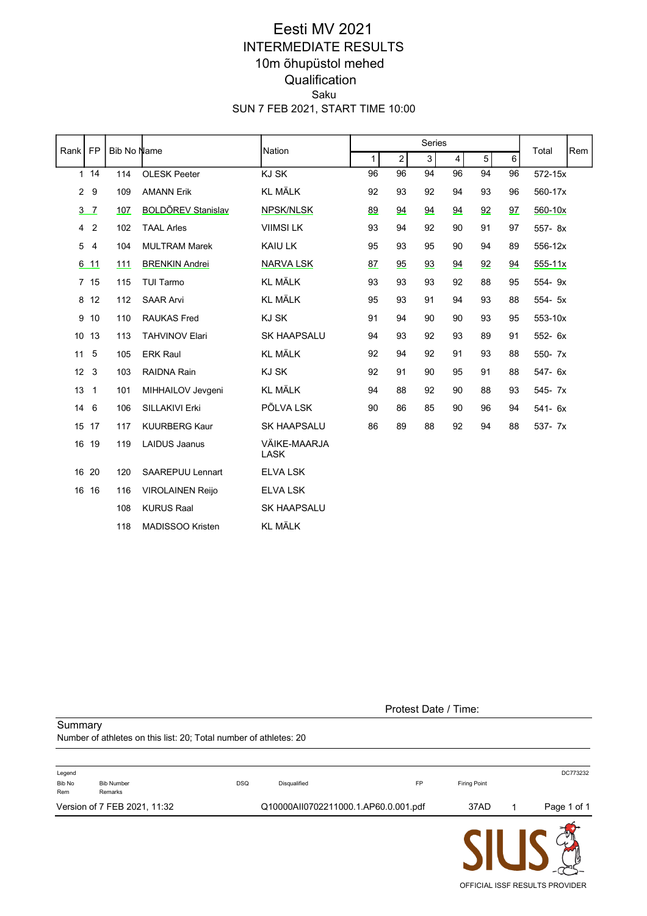# Eesti MV 2021

## INTERMEDIATE RESULTS

## 10m õhupüstol mehed

## Qualification

Saku

SUN 7 FEB 2021, START TIME 10:00

| Rank | FP | Bib No | Name | Nation | Series 1 | 2 | 3 | 4 | 5 | 6 | Total | Rem |
|---|---|---|---|---|---|---|---|---|---|---|---|---|
| 1 | 14 | 114 | OLESK Peeter | KJ SK | 96 | 96 | 94 | 96 | 94 | 96 | 572-15x | |
| 2 | 9 | 109 | AMANN Erik | KL MÄLK | 92 | 93 | 92 | 94 | 93 | 96 | 560-17x | |
| 3 | 7 | 107 | BOLDÕREV Stanislav | NPSK/NLSK | 89 | 94 | 94 | 94 | 92 | 97 | 560-10x | |
| 4 | 2 | 102 | TAAL Arles | VIIMSI LK | 93 | 94 | 92 | 90 | 91 | 97 | 557- 8x | |
| 5 | 4 | 104 | MULTRAM Marek | KAIU LK | 95 | 93 | 95 | 90 | 94 | 89 | 556-12x | |
| 6 | 11 | 111 | BRENKIN Andrei | NARVA LSK | 87 | 95 | 93 | 94 | 92 | 94 | 555-11x | |
| 7 | 15 | 115 | TUI Tarmo | KL MÄLK | 93 | 93 | 93 | 92 | 88 | 95 | 554- 9x | |
| 8 | 12 | 112 | SAAR Arvi | KL MÄLK | 95 | 93 | 91 | 94 | 93 | 88 | 554- 5x | |
| 9 | 10 | 110 | RAUKAS Fred | KJ SK | 91 | 94 | 90 | 90 | 93 | 95 | 553-10x | |
| 10 | 13 | 113 | TAHVINOV Elari | SK HAAPSALU | 94 | 93 | 92 | 93 | 89 | 91 | 552- 6x | |
| 11 | 5 | 105 | ERK Raul | KL MÄLK | 92 | 94 | 92 | 91 | 93 | 88 | 550- 7x | |
| 12 | 3 | 103 | RAIDNA Rain | KJ SK | 92 | 91 | 90 | 95 | 91 | 88 | 547- 6x | |
| 13 | 1 | 101 | MIHHAILOV Jevgeni | KL MÄLK | 94 | 88 | 92 | 90 | 88 | 93 | 545- 7x | |
| 14 | 6 | 106 | SILLAKIVI Erki | PÕLVA LSK | 90 | 86 | 85 | 90 | 96 | 94 | 541- 6x | |
| 15 | 17 | 117 | KUURBERG Kaur | SK HAAPSALU | 86 | 89 | 88 | 92 | 94 | 88 | 537- 7x | |
| 16 | 19 | 119 | LAIDUS Jaanus | VÄIKE-MAARJA LASK | | | | | | | | |
| 16 | 20 | 120 | SAAREPUU Lennart | ELVA LSK | | | | | | | | |
| 16 | 16 | 116 | VIROLAINEN Reijo | ELVA LSK | | | | | | | | |
| | | 108 | KURUS Raal | SK HAAPSALU | | | | | | | | |
| | | 118 | MADISSOO Kristen | KL MÄLK | | | | | | | | |

Protest Date / Time:

Summary

Number of athletes on this list: 20; Total number of athletes: 20

Legend

| Bib No | Bib Number | DSQ | Disqualified | FP | Firing Point |
|---|---|---|---|---|---|
| Rem | Remarks | | | | |

DC773232

Version of 7 FEB 2021, 11:32 Q10000AII0702211000.1.AP60.0.001.pdf 37AD 1

SIUS

OFFICIAL ISSF RESULTS PROVIDER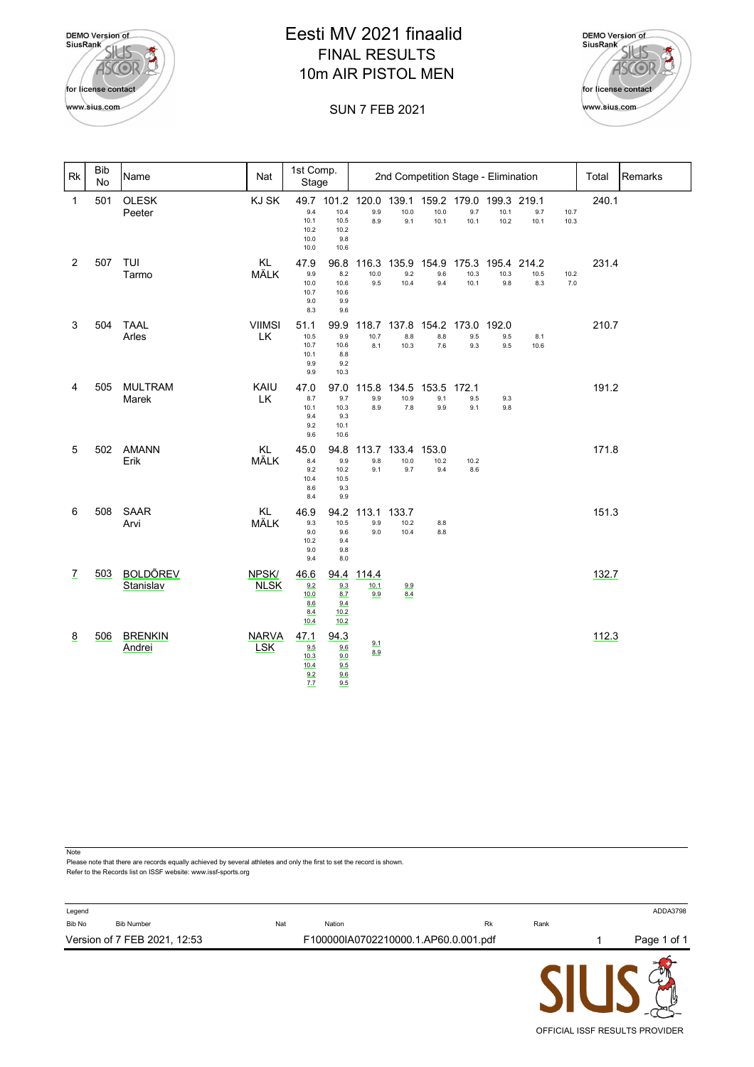# Eesti MV 2021 finaalid

## FINAL RESULTS

## 10m AIR PISTOL MEN

SUN 7 FEB 2021

| Rk | Bib No | Name | Nat | 1st Comp. Stage | | 2nd Competition Stage - Elimination | | | | | | | | | Total | Remarks |
|---|---|---|---|---|---|---|---|---|---|---|---|---|---|---|---|---|
| 1 | 501 | OLESK Peeter | KJ SK | 49.7 (9.4 10.1 10.2 10.0 10.0) | 101.2 (10.4 10.5 10.2 9.8 10.6) | 120.0 (9.9 8.9) | 139.1 (10.0 9.1) | 159.2 (10.0 10.1) | 179.0 (9.7 10.1) | 199.3 (10.1 10.2) | 219.1 (9.7 10.1) | (10.7 10.3) | | | 240.1 | |
| 2 | 507 | TUI Tarmo | KL MÄLK | 47.9 (9.9 10.0 10.7 9.0 8.3) | 96.8 (8.2 10.6 10.6 9.9 9.6) | 116.3 (10.0 9.5) | 135.9 (9.2 10.4) | 154.9 (9.6 9.4) | 175.3 (10.3 10.1) | 195.4 (10.3 9.8) | 214.2 (10.5 8.3) | (10.2 7.0) | | | 231.4 | |
| 3 | 504 | TAAL Arles | VIIMSI LK | 51.1 (10.5 10.7 10.1 9.9 9.9) | 99.9 (9.9 10.6 8.8 9.2 10.3) | 118.7 (10.7 8.1) | 137.8 (8.8 10.3) | 154.2 (8.8 7.6) | 173.0 (9.5 9.3) | 192.0 (9.5 9.5) | (8.1 10.6) | | | | 210.7 | |
| 4 | 505 | MULTRAM Marek | KAIU LK | 47.0 (8.7 10.1 9.4 9.2 9.6) | 97.0 (9.7 10.3 9.3 10.1 10.6) | 115.8 (9.9 8.9) | 134.5 (10.9 7.8) | 153.5 (9.1 9.9) | 172.1 (9.5 9.1) | (9.3 9.8) | | | | | 191.2 | |
| 5 | 502 | AMANN Erik | KL MÄLK | 45.0 (8.4 9.2 10.4 8.6 8.4) | 94.8 (9.9 10.2 10.5 9.3 9.9) | 113.7 (9.8 9.1) | 133.4 (10.0 9.7) | 153.0 (10.2 9.4) | (10.2 8.6) | | | | | | 171.8 | |
| 6 | 508 | SAAR Arvi | KL MÄLK | 46.9 (9.3 9.0 10.2 9.0 9.4) | 94.2 (10.5 9.6 9.4 9.8 8.0) | 113.1 (9.9 9.0) | 133.7 (10.2 10.4) | (8.8 8.8) | | | | | | | 151.3 | |
| 7 | 503 | BOLDÕREV Stanislav | NPSK/ NLSK | 46.6 (9.2 10.0 8.6 8.4 10.4) | 94.4 (9.3 8.7 9.4 10.2 10.2) | 114.4 (10.1 9.9) | (9.9 8.4) | | | | | | | | 132.7 | |
| 8 | 506 | BRENKIN Andrei | NARVA LSK | 47.1 (9.5 10.3 10.4 9.2 7.7) | 94.3 (9.6 9.0 9.5 9.6 9.5) | (9.1 8.9) | | | | | | | | | 112.3 | |

Note
Please note that there are records equally achieved by several athletes and only the first to set the record is shown.
Refer to the Records list on ISSF website: www.issf-sports.org

Legend

| Bib No | Bib Number | Nat | Nation | Rk | Rank |
|---|---|---|---|---|---|

ADDA3798

Version of 7 FEB 2021, 12:53 F100000IA0702210000.1.AP60.0.001.pdf 1

OFFICIAL ISSF RESULTS PROVIDER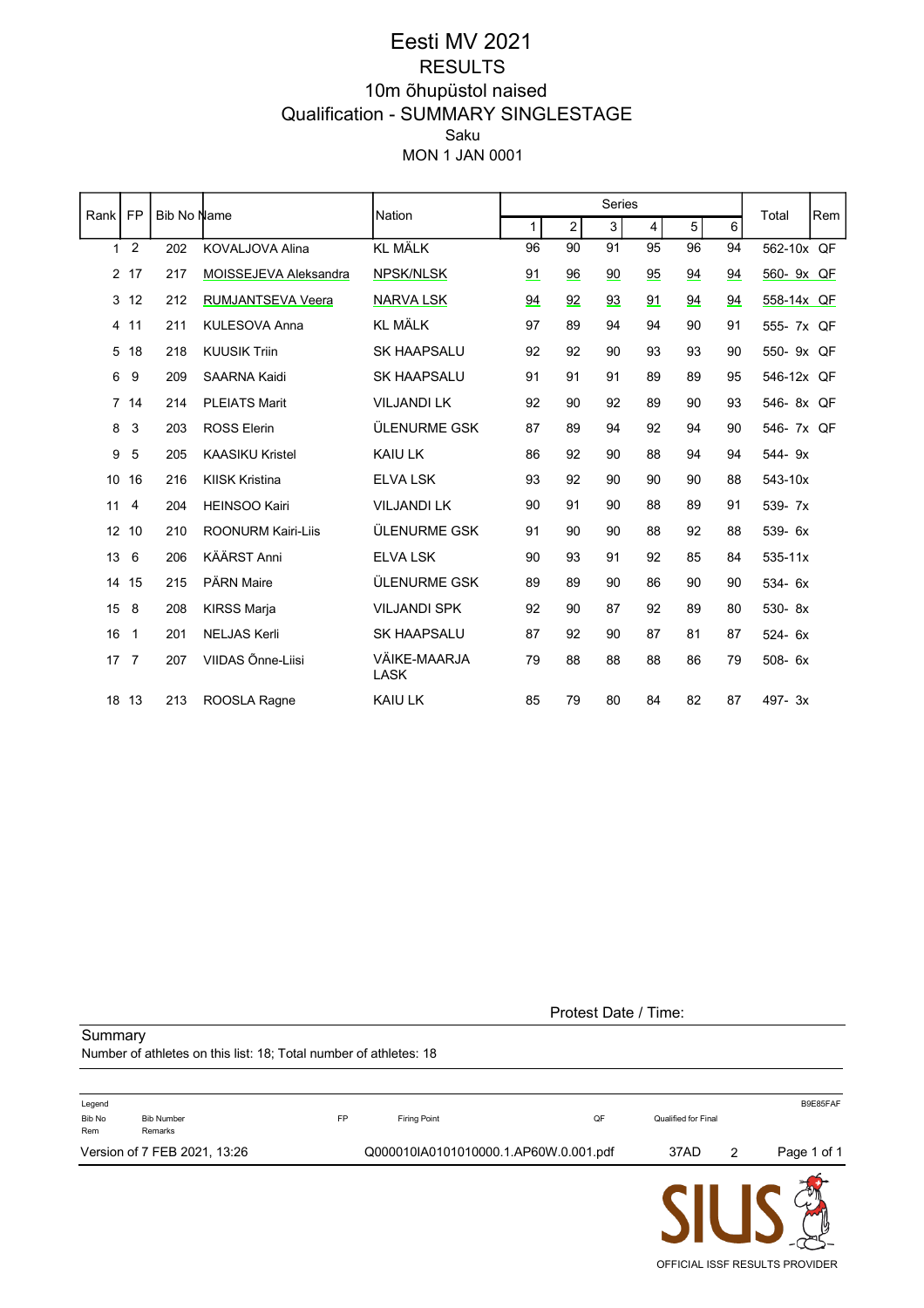# Eesti MV 2021

## RESULTS

### 10m õhupüstol naised

### Qualification - SUMMARY SINGLESTAGE

Saku

MON 1 JAN 0001

| Rank | FP | Bib No | Name | Nation | Series 1 | 2 | 3 | 4 | 5 | 6 | Total | Rem |
|---|---|---|---|---|---|---|---|---|---|---|---|---|
| 1 | 2 | 202 | KOVALJOVA Alina | KL MÄLK | 96 | 90 | 91 | 95 | 96 | 94 | 562-10x | QF |
| 2 | 17 | 217 | MOISSEJEVA Aleksandra | NPSK/NLSK | 91 | 96 | 90 | 95 | 94 | 94 | 560- 9x | QF |
| 3 | 12 | 212 | RUMJANTSEVA Veera | NARVA LSK | 94 | 92 | 93 | 91 | 94 | 94 | 558-14x | QF |
| 4 | 11 | 211 | KULESOVA Anna | KL MÄLK | 97 | 89 | 94 | 94 | 90 | 91 | 555- 7x | QF |
| 5 | 18 | 218 | KUUSIK Triin | SK HAAPSALU | 92 | 92 | 90 | 93 | 93 | 90 | 550- 9x | QF |
| 6 | 9 | 209 | SAARNA Kaidi | SK HAAPSALU | 91 | 91 | 91 | 89 | 89 | 95 | 546-12x | QF |
| 7 | 14 | 214 | PLEIATS Marit | VILJANDI LK | 92 | 90 | 92 | 89 | 90 | 93 | 546- 8x | QF |
| 8 | 3 | 203 | ROSS Elerin | ÜLENURME GSK | 87 | 89 | 94 | 92 | 94 | 90 | 546- 7x | QF |
| 9 | 5 | 205 | KAASIKU Kristel | KAIU LK | 86 | 92 | 90 | 88 | 94 | 94 | 544- 9x | |
| 10 | 16 | 216 | KIISK Kristina | ELVA LSK | 93 | 92 | 90 | 90 | 90 | 88 | 543-10x | |
| 11 | 4 | 204 | HEINSOO Kairi | VILJANDI LK | 90 | 91 | 90 | 88 | 89 | 91 | 539- 7x | |
| 12 | 10 | 210 | ROONURM Kairi-Liis | ÜLENURME GSK | 91 | 90 | 90 | 88 | 92 | 88 | 539- 6x | |
| 13 | 6 | 206 | KÄÄRST Anni | ELVA LSK | 90 | 93 | 91 | 92 | 85 | 84 | 535-11x | |
| 14 | 15 | 215 | PÄRN Maire | ÜLENURME GSK | 89 | 89 | 90 | 86 | 90 | 90 | 534- 6x | |
| 15 | 8 | 208 | KIRSS Marja | VILJANDI SPK | 92 | 90 | 87 | 92 | 89 | 80 | 530- 8x | |
| 16 | 1 | 201 | NELJAS Kerli | SK HAAPSALU | 87 | 92 | 90 | 87 | 81 | 87 | 524- 6x | |
| 17 | 7 | 207 | VIIDAS Õnne-Liisi | VÄIKE-MAARJA LASK | 79 | 88 | 88 | 88 | 86 | 79 | 508- 6x | |
| 18 | 13 | 213 | ROOSLA Ragne | KAIU LK | 85 | 79 | 80 | 84 | 82 | 87 | 497- 3x | |

Protest Date / Time:

Summary

Number of athletes on this list: 18; Total number of athletes: 18

Legend

| Bib No | Bib Number | FP | Firing Point | QF | Qualified for Final |
|---|---|---|---|---|---|
| Rem | Remarks | | | | |

B9E85FAF

Version of 7 FEB 2021, 13:26 Q000010IA0101010000.1.AP60W.0.001.pdf 37AD 2

OFFICIAL ISSF RESULTS PROVIDER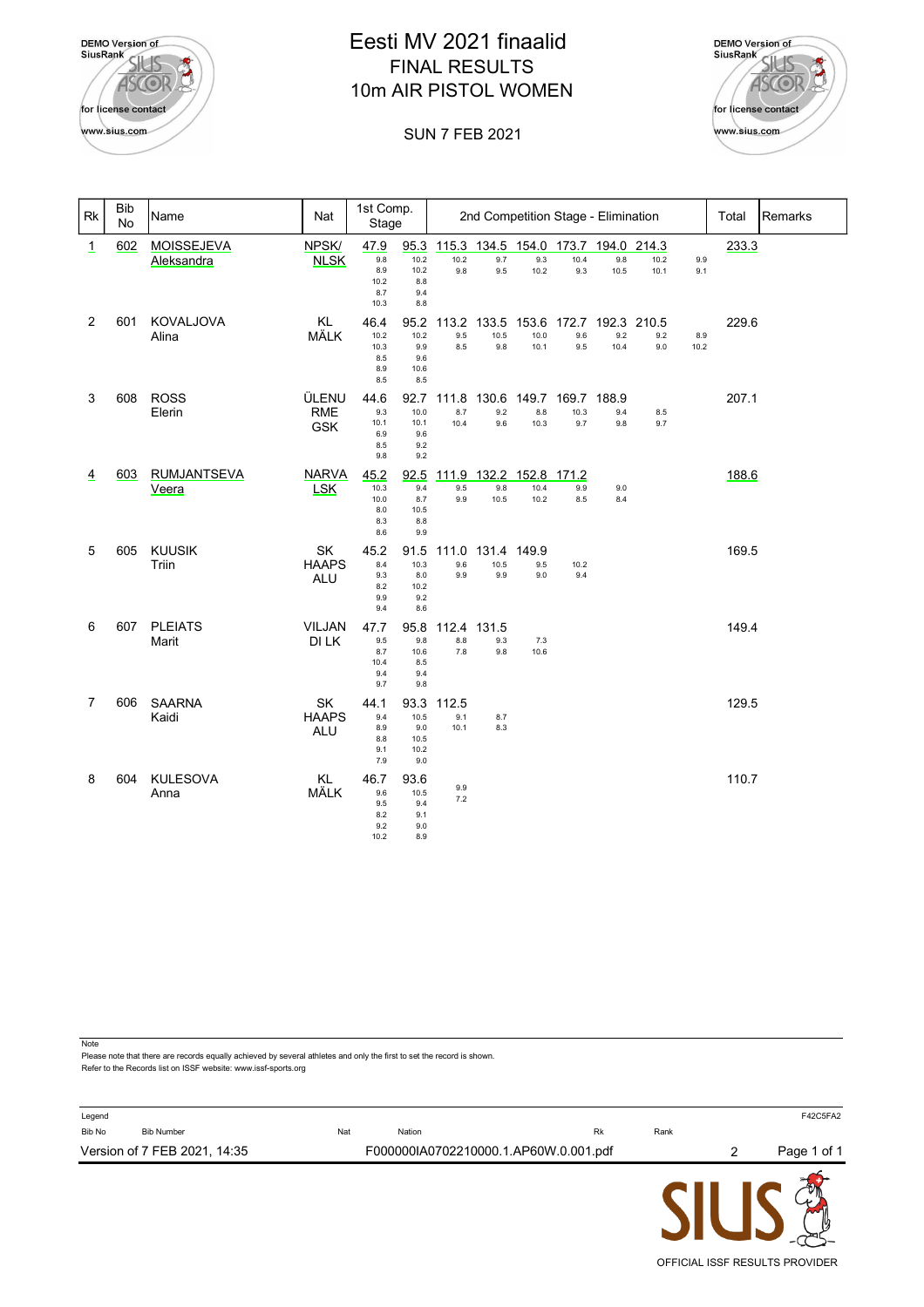# Eesti MV 2021 finaalid

## FINAL RESULTS

## 10m AIR PISTOL WOMEN

SUN 7 FEB 2021

| Rk | Bib No | Name | Nat | 1st Comp. Stage | | 2nd Competition Stage - Elimination | | | | | | | Total | Remarks |
|---|---|---|---|---|---|---|---|---|---|---|---|---|---|---|
| 1 | 602 | MOISSEJEVA Aleksandra | NPSK/ NLSK | 47.9 (9.8 8.9 10.2 8.7 10.3) | 95.3 (10.2 10.2 8.8 9.4 8.8) | 115.3 (10.2 9.8) | 134.5 (9.7 9.5) | 154.0 (9.3 10.2) | 173.7 (10.4 9.3) | 194.0 (9.8 10.5) | 214.3 (10.2 10.1) | (9.9 9.1) | 233.3 | |
| 2 | 601 | KOVALJOVA Alina | KL MÄLK | 46.4 (10.2 10.3 8.5 8.9 8.5) | 95.2 (10.2 9.9 9.6 10.6 8.5) | 113.2 (9.5 8.5) | 133.5 (10.5 9.8) | 153.6 (10.0 10.1) | 172.7 (9.6 9.5) | 192.3 (9.2 10.4) | 210.5 (9.2 9.0) | (8.9 10.2) | 229.6 | |
| 3 | 608 | ROSS Elerin | ÜLENURME GSK | 44.6 (9.3 10.1 6.9 8.5 9.8) | 92.7 (10.0 10.1 9.6 9.2 9.2) | 111.8 (8.7 10.4) | 130.6 (9.2 9.6) | 149.7 (8.8 10.3) | 169.7 (10.3 9.7) | 188.9 (9.4 9.8) | (8.5 9.7) | | 207.1 | |
| 4 | 603 | RUMJANTSEVA Veera | NARVA LSK | 45.2 (10.3 10.0 8.0 8.3 8.6) | 92.5 (9.4 8.7 10.5 8.8 9.9) | 111.9 (9.5 9.9) | 132.2 (9.8 10.5) | 152.8 (10.4 10.2) | 171.2 (9.9 8.5) | (9.0 8.4) | | | 188.6 | |
| 5 | 605 | KUUSIK Triin | SK HAAPSALU | 45.2 (8.4 9.3 8.2 9.9 9.4) | 91.5 (10.3 8.0 10.2 9.2 8.6) | 111.0 (9.6 9.9) | 131.4 (10.5 9.9) | 149.9 (9.5 9.0) | (10.2 9.4) | | | | 169.5 | |
| 6 | 607 | PLEIATS Marit | VILJANDI LK | 47.7 (9.5 8.7 10.4 9.4 9.7) | 95.8 (9.8 10.6 8.5 9.4 9.8) | 112.4 (8.8 7.8) | 131.5 (9.3 9.8) | (7.3 10.6) | | | | | 149.4 | |
| 7 | 606 | SAARNA Kaidi | SK HAAPSALU | 44.1 (9.4 8.9 8.8 9.1 7.9) | 93.3 (10.5 9.0 10.5 10.2 9.0) | 112.5 (9.1 10.1) | (8.7 8.3) | | | | | | 129.5 | |
| 8 | 604 | KULESOVA Anna | KL MÄLK | 46.7 (9.6 9.5 8.2 9.2 10.2) | 93.6 (10.5 9.4 9.1 9.0 8.9) | (9.9 7.2) | | | | | | | 110.7 | |

Note
Please note that there are records equally achieved by several athletes and only the first to set the record is shown.
Refer to the Records list on ISSF website: www.issf-sports.org

Legend

| Bib No | Bib Number | Nat | Nation | Rk | Rank |
|---|---|---|---|---|---|

Version of 7 FEB 2021, 14:35 F000000IA0702210000.1.AP60W.0.001.pdf 2

OFFICIAL ISSF RESULTS PROVIDER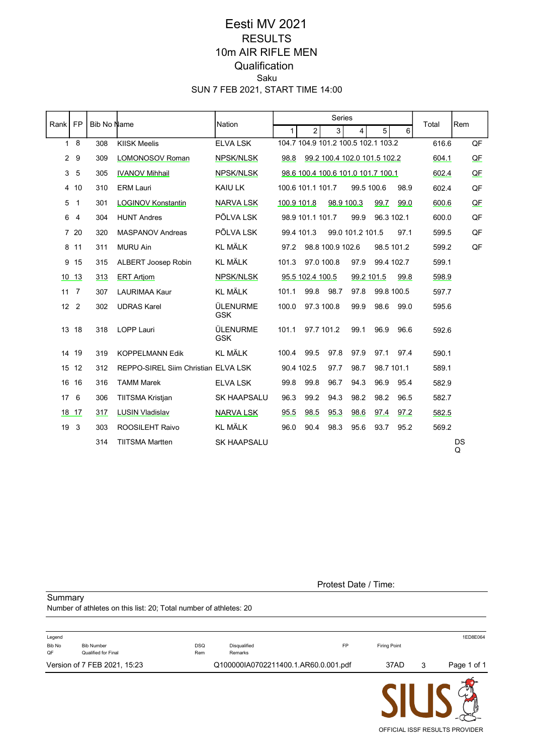# Eesti MV 2021

## RESULTS

## 10m AIR RIFLE MEN

## Qualification

Saku

SUN 7 FEB 2021, START TIME 14:00

| Rank | FP | Bib No | Name | Nation | Series 1 | 2 | 3 | 4 | 5 | 6 | Total | Rem |
|---|---|---|---|---|---|---|---|---|---|---|---|---|
| 1 | 8 | 308 | KIISK Meelis | ELVA LSK | 104.7 | 104.9 | 101.2 | 100.5 | 102.1 | 103.2 | 616.6 | QF |
| 2 | 9 | 309 | LOMONOSOV Roman | NPSK/NLSK | 98.8 | 99.2 | 100.4 | 102.0 | 101.5 | 102.2 | 604.1 | QF |
| 3 | 5 | 305 | IVANOV Mihhail | NPSK/NLSK | 98.6 | 100.4 | 100.6 | 101.0 | 101.7 | 100.1 | 602.4 | QF |
| 4 | 10 | 310 | ERM Lauri | KAIU LK | 100.6 | 101.1 | 101.7 | 99.5 | 100.6 | 98.9 | 602.4 | QF |
| 5 | 1 | 301 | LOGINOV Konstantin | NARVA LSK | 100.9 | 101.8 | 98.9 | 100.3 | 99.7 | 99.0 | 600.6 | QF |
| 6 | 4 | 304 | HUNT Andres | PÕLVA LSK | 98.9 | 101.1 | 101.7 | 99.9 | 96.3 | 102.1 | 600.0 | QF |
| 7 | 20 | 320 | MASPANOV Andreas | PÕLVA LSK | 99.4 | 101.3 | 99.0 | 101.2 | 101.5 | 97.1 | 599.5 | QF |
| 8 | 11 | 311 | MURU Ain | KL MÄLK | 97.2 | 98.8 | 100.9 | 102.6 | 98.5 | 101.2 | 599.2 | QF |
| 9 | 15 | 315 | ALBERT Joosep Robin | KL MÄLK | 101.3 | 97.0 | 100.8 | 97.9 | 99.4 | 102.7 | 599.1 | |
| 10 | 13 | 313 | ERT Artjom | NPSK/NLSK | 95.5 | 102.4 | 100.5 | 99.2 | 101.5 | 99.8 | 598.9 | |
| 11 | 7 | 307 | LAURIMAA Kaur | KL MÄLK | 101.1 | 99.8 | 98.7 | 97.8 | 99.8 | 100.5 | 597.7 | |
| 12 | 2 | 302 | UDRAS Karel | ÜLENURME GSK | 100.0 | 97.3 | 100.8 | 99.9 | 98.6 | 99.0 | 595.6 | |
| 13 | 18 | 318 | LOPP Lauri | ÜLENURME GSK | 101.1 | 97.7 | 101.2 | 99.1 | 96.9 | 96.6 | 592.6 | |
| 14 | 19 | 319 | KOPPELMANN Edik | KL MÄLK | 100.4 | 99.5 | 97.8 | 97.9 | 97.1 | 97.4 | 590.1 | |
| 15 | 12 | 312 | REPPO-SIREL Siim Christian | ELVA LSK | 90.4 | 102.5 | 97.7 | 98.7 | 98.7 | 101.1 | 589.1 | |
| 16 | 16 | 316 | TAMM Marek | ELVA LSK | 99.8 | 99.8 | 96.7 | 94.3 | 96.9 | 95.4 | 582.9 | |
| 17 | 6 | 306 | TIITSMA Kristjan | SK HAAPSALU | 96.3 | 99.2 | 94.3 | 98.2 | 98.2 | 96.5 | 582.7 | |
| 18 | 17 | 317 | LUSIN Vladislav | NARVA LSK | 95.5 | 98.5 | 95.3 | 98.6 | 97.4 | 97.2 | 582.5 | |
| 19 | 3 | 303 | ROOSILEHT Raivo | KL MÄLK | 96.0 | 90.4 | 98.3 | 95.6 | 93.7 | 95.2 | 569.2 | |
| | | 314 | TIITSMA Martten | SK HAAPSALU | | | | | | | | DSQ |

Protest Date / Time:

Summary

Number of athletes on this list: 20; Total number of athletes: 20

Legend

| | | | | | |
|---|---|---|---|---|---|
| Bib No | Bib Number | DSQ | Disqualified | FP | Firing Point |
| QF | Qualified for Final | Rem | Remarks | | |

1ED8E064

Version of 7 FEB 2021, 15:23 Q100000IA0702211400.1.AR60.0.001.pdf 37AD 3

SIUS OFFICIAL ISSF RESULTS PROVIDER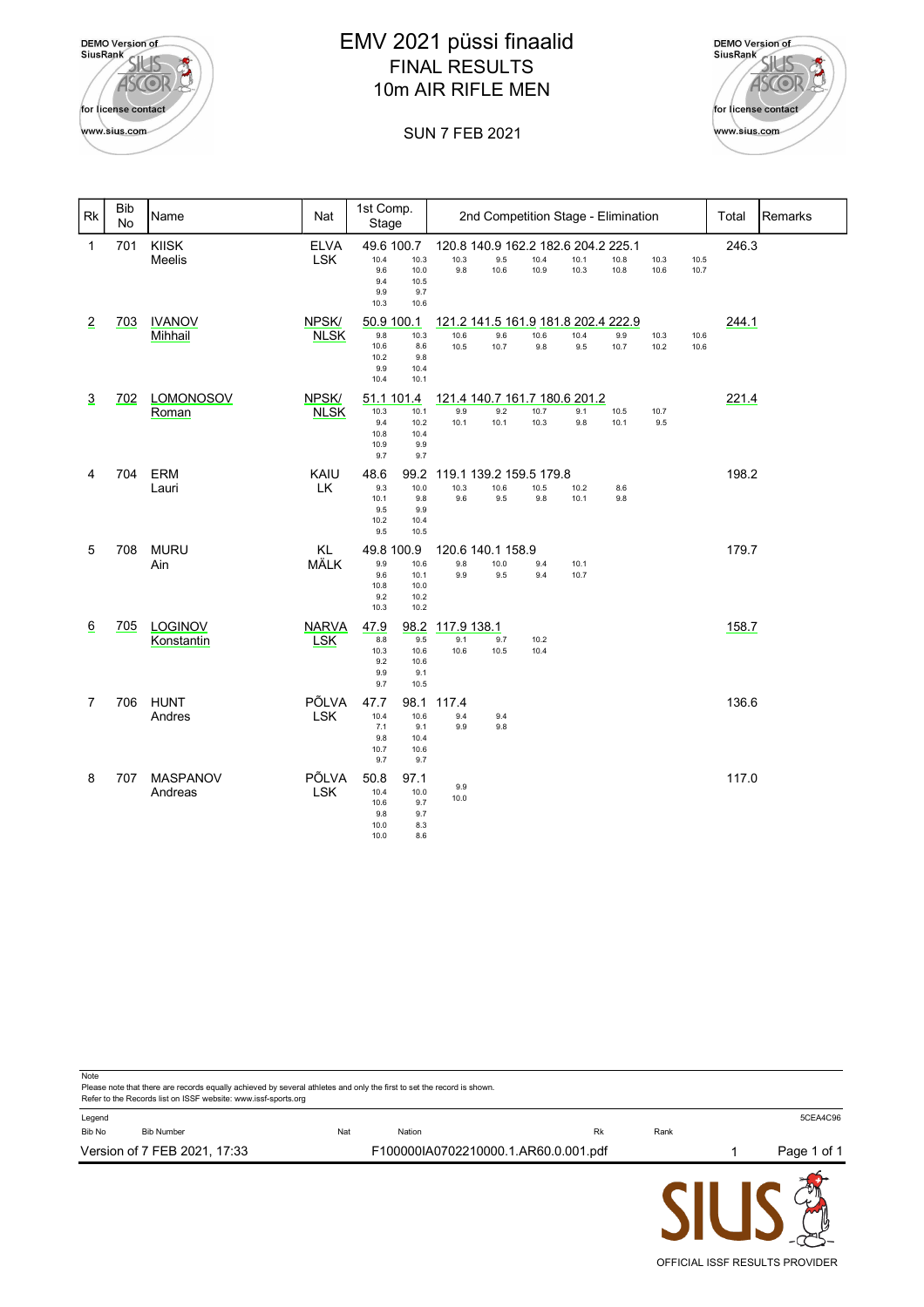# EMV 2021 püssi finaalid

## FINAL RESULTS

## 10m AIR RIFLE MEN

SUN 7 FEB 2021

| Rk | Bib No | Name | Nat | 1st Comp. Stage | 2nd Competition Stage - Elimination | Total | Remarks |
|---|---|---|---|---|---|---|---|
| 1 | 701 | KIISK Meelis | ELVA LSK | 49.6 100.7 (10.4 9.6 9.4 9.9 10.3 / 10.3 10.0 10.5 9.7 10.6) | 120.8 140.9 162.2 182.6 204.2 225.1 (10.3 9.8 / 9.5 10.6 / 10.4 10.9 / 10.1 10.3 / 10.8 10.8 / 10.3 10.6 / 10.5 10.7) | 246.3 | |
| 2 | 703 | IVANOV Mihhail | NPSK/ NLSK | 50.9 100.1 (9.8 10.6 10.2 9.9 10.4 / 10.3 8.6 9.8 10.4 10.1) | 121.2 141.5 161.9 181.8 202.4 222.9 (10.6 10.5 / 9.6 10.7 / 10.6 9.8 / 10.4 9.5 / 9.9 10.7 / 10.3 10.2 / 10.6 10.6) | 244.1 | |
| 3 | 702 | LOMONOSOV Roman | NPSK/ NLSK | 51.1 101.4 (10.3 9.4 10.8 10.9 9.7 / 10.1 10.2 10.4 9.9 9.7) | 121.4 140.7 161.7 180.6 201.2 (9.9 10.1 / 9.2 10.1 / 10.7 10.3 / 9.1 9.8 / 10.5 10.1 / 10.7 9.5) | 221.4 | |
| 4 | 704 | ERM Lauri | KAIU LK | 48.6 99.2 (9.3 10.1 9.5 10.2 9.5 / 10.0 9.8 9.9 10.4 10.5) | 119.1 139.2 159.5 179.8 (10.3 9.6 / 10.6 9.5 / 10.5 9.8 / 10.2 10.1 / 8.6 9.8) | 198.2 | |
| 5 | 708 | MURU Ain | KL MÄLK | 49.8 100.9 (9.9 9.6 10.8 9.2 10.3 / 10.6 10.1 10.0 10.2 10.2) | 120.6 140.1 158.9 (9.8 9.9 / 10.0 9.5 / 9.4 9.4 / 10.1 10.7) | 179.7 | |
| 6 | 705 | LOGINOV Konstantin | NARVA LSK | 47.9 98.2 (8.8 10.3 9.2 9.9 9.7 / 9.5 10.6 10.6 9.1 10.5) | 117.9 138.1 (9.1 10.6 / 9.7 10.5 / 10.2 10.4) | 158.7 | |
| 7 | 706 | HUNT Andres | PÕLVA LSK | 47.7 98.1 (10.4 7.1 9.8 10.7 9.7 / 10.6 9.1 10.4 10.6 9.7) | 117.4 (9.4 9.9 / 9.4 9.8) | 136.6 | |
| 8 | 707 | MASPANOV Andreas | PÕLVA LSK | 50.8 97.1 (10.4 10.6 9.8 10.0 10.0 / 10.0 9.7 9.7 8.3 8.6) | (9.9 10.0) | 117.0 | |

Note
Please note that there are records equally achieved by several athletes and only the first to set the record is shown.
Refer to the Records list on ISSF website: www.issf-sports.org

Legend
Bib No — Bib Number; Nat — Nation; Rk — Rank

5CEA4C96

Version of 7 FEB 2021, 17:33 — F100000IA0702210000.1.AR60.0.001.pdf

OFFICIAL ISSF RESULTS PROVIDER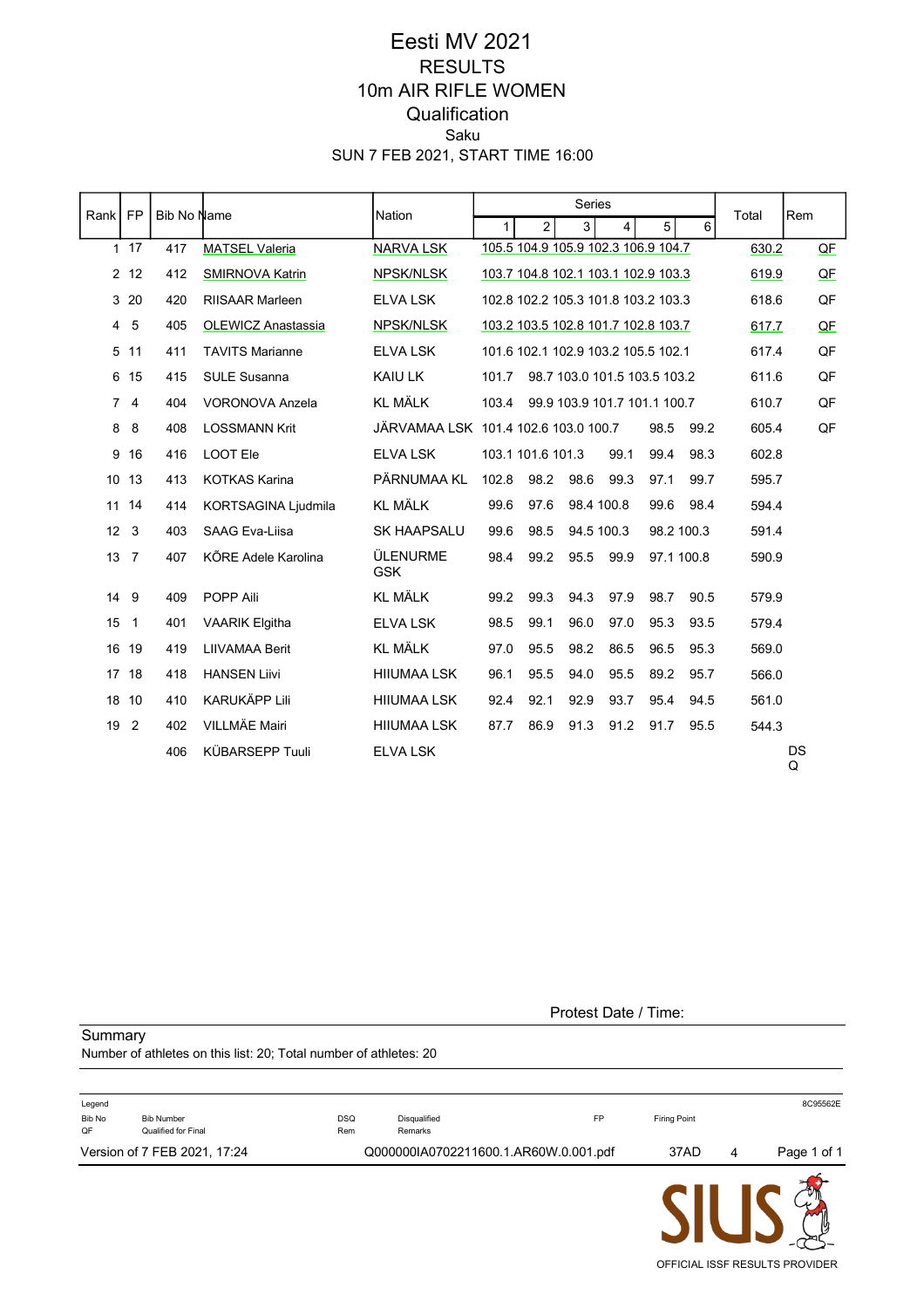# Eesti MV 2021

## RESULTS

## 10m AIR RIFLE WOMEN

### Qualification

Saku

SUN 7 FEB 2021, START TIME 16:00

| Rank | FP | Bib No | Name | Nation | Series 1 | 2 | 3 | 4 | 5 | 6 | Total | Rem |
|---|---|---|---|---|---|---|---|---|---|---|---|---|
| 1 | 17 | 417 | MATSEL Valeria | NARVA LSK | 105.5 | 104.9 | 105.9 | 102.3 | 106.9 | 104.7 | 630.2 | QF |
| 2 | 12 | 412 | SMIRNOVA Katrin | NPSK/NLSK | 103.7 | 104.8 | 102.1 | 103.1 | 102.9 | 103.3 | 619.9 | QF |
| 3 | 20 | 420 | RIISAAR Marleen | ELVA LSK | 102.8 | 102.2 | 105.3 | 101.8 | 103.2 | 103.3 | 618.6 | QF |
| 4 | 5 | 405 | OLEWICZ Anastassia | NPSK/NLSK | 103.2 | 103.5 | 102.8 | 101.7 | 102.8 | 103.7 | 617.7 | QF |
| 5 | 11 | 411 | TAVITS Marianne | ELVA LSK | 101.6 | 102.1 | 102.9 | 103.2 | 105.5 | 102.1 | 617.4 | QF |
| 6 | 15 | 415 | SULE Susanna | KAIU LK | 101.7 | 98.7 | 103.0 | 101.5 | 103.5 | 103.2 | 611.6 | QF |
| 7 | 4 | 404 | VORONOVA Anzela | KL MÄLK | 103.4 | 99.9 | 103.9 | 101.7 | 101.1 | 100.7 | 610.7 | QF |
| 8 | 8 | 408 | LOSSMANN Krit | JÄRVAMAA LSK | 101.4 | 102.6 | 103.0 | 100.7 | 98.5 | 99.2 | 605.4 | QF |
| 9 | 16 | 416 | LOOT Ele | ELVA LSK | 103.1 | 101.6 | 101.3 | 99.1 | 99.4 | 98.3 | 602.8 | |
| 10 | 13 | 413 | KOTKAS Karina | PÄRNUMAA KL | 102.8 | 98.2 | 98.6 | 99.3 | 97.1 | 99.7 | 595.7 | |
| 11 | 14 | 414 | KORTSAGINA Ljudmila | KL MÄLK | 99.6 | 97.6 | 98.4 | 100.8 | 99.6 | 98.4 | 594.4 | |
| 12 | 3 | 403 | SAAG Eva-Liisa | SK HAAPSALU | 99.6 | 98.5 | 94.5 | 100.3 | 98.2 | 100.3 | 591.4 | |
| 13 | 7 | 407 | KÕRE Adele Karolina | ÜLENURME GSK | 98.4 | 99.2 | 95.5 | 99.9 | 97.1 | 100.8 | 590.9 | |
| 14 | 9 | 409 | POPP Aili | KL MÄLK | 99.2 | 99.3 | 94.3 | 97.9 | 98.7 | 90.5 | 579.9 | |
| 15 | 1 | 401 | VAARIK Elgitha | ELVA LSK | 98.5 | 99.1 | 96.0 | 97.0 | 95.3 | 93.5 | 579.4 | |
| 16 | 19 | 419 | LIIVAMAA Berit | KL MÄLK | 97.0 | 95.5 | 98.2 | 86.5 | 96.5 | 95.3 | 569.0 | |
| 17 | 18 | 418 | HANSEN Liivi | HIIUMAA LSK | 96.1 | 95.5 | 94.0 | 95.5 | 89.2 | 95.7 | 566.0 | |
| 18 | 10 | 410 | KARUKÄPP Lili | HIIUMAA LSK | 92.4 | 92.1 | 92.9 | 93.7 | 95.4 | 94.5 | 561.0 | |
| 19 | 2 | 402 | VILLMÄE Mairi | HIIUMAA LSK | 87.7 | 86.9 | 91.3 | 91.2 | 91.7 | 95.5 | 544.3 | |
| | | 406 | KÜBARSEPP Tuuli | ELVA LSK | | | | | | | | DSQ |

Protest Date / Time:

Summary

Number of athletes on this list: 20; Total number of athletes: 20

Legend

| | | | | | |
|---|---|---|---|---|---|
| Bib No | Bib Number | DSQ | Disqualified | FP | Firing Point |
| QF | Qualified for Final | Rem | Remarks | | |

Version of 7 FEB 2021, 17:24 Q000000IA0702211600.1.AR60W.0.001.pdf 37AD 4

OFFICIAL ISSF RESULTS PROVIDER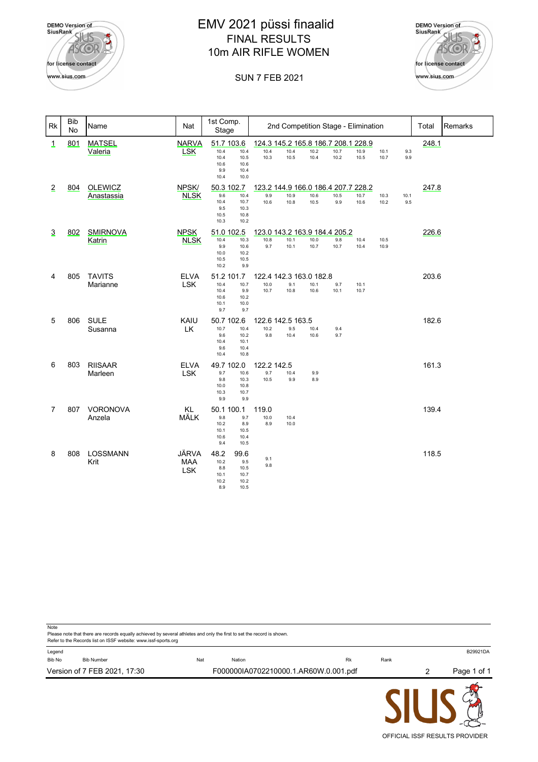# EMV 2021 püssi finaalid

## FINAL RESULTS

## 10m AIR RIFLE WOMEN

SUN 7 FEB 2021

| Rk | Bib No | Name | Nat | 1st Comp. Stage | 2nd Competition Stage - Elimination | Total | Remarks |
|---|---|---|---|---|---|---|---|
| 1 | 801 | MATSEL Valeria | NARVA LSK | 51.7 103.6<br>10.4 10.4<br>10.4 10.5<br>10.6 10.6<br>9.9 10.4<br>10.4 10.0 | 124.3 145.2 165.8 186.7 208.1 228.9<br>10.4 10.4 10.2 10.7 10.9 10.1 9.3<br>10.3 10.5 10.4 10.2 10.5 10.7 9.9 | 248.1 | |
| 2 | 804 | OLEWICZ Anastassia | NPSK/ NLSK | 50.3 102.7<br>9.6 10.4<br>10.4 10.7<br>9.5 10.3<br>10.5 10.8<br>10.3 10.2 | 123.2 144.9 166.0 186.4 207.7 228.2<br>9.9 10.9 10.6 10.5 10.7 10.3 10.1<br>10.6 10.8 10.5 9.9 10.6 10.2 9.5 | 247.8 | |
| 3 | 802 | SMIRNOVA Katrin | NPSK NLSK | 51.0 102.5<br>10.4 10.3<br>9.9 10.6<br>10.0 10.2<br>10.5 10.5<br>10.2 9.9 | 123.0 143.2 163.9 184.4 205.2<br>10.8 10.1 10.0 9.8 10.4 10.5<br>9.7 10.1 10.7 10.7 10.4 10.9 | 226.6 | |
| 4 | 805 | TAVITS Marianne | ELVA LSK | 51.2 101.7<br>10.4 10.7<br>10.4 9.9<br>10.6 10.2<br>10.1 10.0<br>9.7 9.7 | 122.4 142.3 163.0 182.8<br>10.0 9.1 10.1 9.7 10.1<br>10.7 10.8 10.6 10.1 10.7 | 203.6 | |
| 5 | 806 | SULE Susanna | KAIU LK | 50.7 102.6<br>10.7 10.4<br>9.6 10.2<br>10.4 10.1<br>9.6 10.4<br>10.4 10.8 | 122.6 142.5 163.5<br>10.2 9.5 10.4 9.4<br>9.8 10.4 10.6 9.7 | 182.6 | |
| 6 | 803 | RIISAAR Marleen | ELVA LSK | 49.7 102.0<br>9.7 10.6<br>9.8 10.3<br>10.0 10.8<br>10.3 10.7<br>9.9 9.9 | 122.2 142.5<br>9.7 10.4 9.9<br>10.5 9.9 8.9 | 161.3 | |
| 7 | 807 | VORONOVA Anzela | KL MÄLK | 50.1 100.1<br>9.8 9.7<br>10.2 8.9<br>10.1 10.5<br>10.6 10.4<br>9.4 10.5 | 119.0<br>10.0 10.4<br>8.9 10.0 | 139.4 | |
| 8 | 808 | LOSSMANN Krit | JÄRVA MAA LSK | 48.2 99.6<br>10.2 9.5<br>8.8 10.5<br>10.1 10.7<br>10.2 10.2<br>8.9 10.5 | 9.1<br>9.8 | 118.5 | |

Note
Please note that there are records equally achieved by several athletes and only the first to set the record is shown.
Refer to the Records list on ISSF website: www.issf-sports.org

Legend
Bib No — Bib Number; Nat — Nation; Rk — Rank

B29921DA

Version of 7 FEB 2021, 17:30 — F000000IA0702210000.1.AR60W.0.001.pdf — 2

OFFICIAL ISSF RESULTS PROVIDER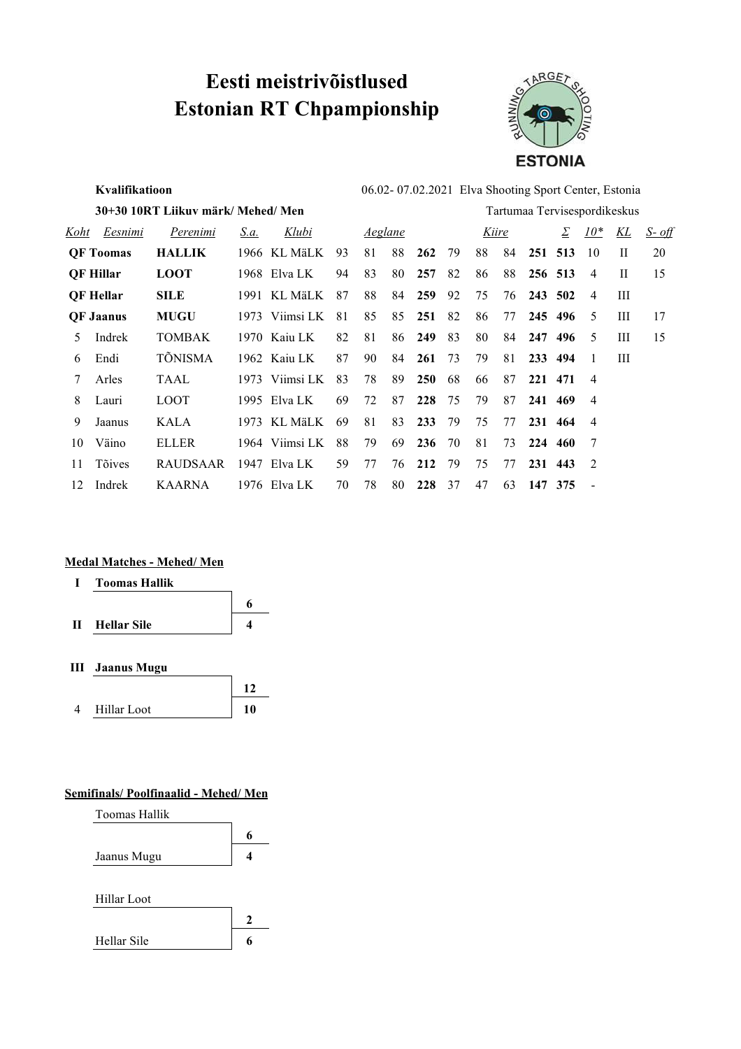# Eesti meistrivõistlused
# Estonian RT Chpampionship

**Kvalifikatioon** — 06.02- 07.02.2021 Elva Shooting Sport Center, Estonia

**30+30 10RT Liikuv märk/ Mehed/ Men** — Tartumaa Tervisespordikeskus

| Koht | Eesnimi | Perenimi | S.a. | Klubi | Aeglane | | | | Kiire | | | | Σ | 10* | KL | S- off |
|---|---|---|---|---|---|---|---|---|---|---|---|---|---|---|---|---|
| **QF** | **Toomas** | **HALLIK** | 1966 | KL MäLK | 93 | 81 | 88 | **262** | 79 | 88 | 84 | **251** | **513** | 10 | II | 20 |
| **QF** | **Hillar** | **LOOT** | 1968 | Elva LK | 94 | 83 | 80 | **257** | 82 | 86 | 88 | **256** | **513** | 4 | II | 15 |
| **QF** | **Hellar** | **SILE** | 1991 | KL MäLK | 87 | 88 | 84 | **259** | 92 | 75 | 76 | **243** | **502** | 4 | III | |
| **QF** | **Jaanus** | **MUGU** | 1973 | Viimsi LK | 81 | 85 | 85 | **251** | 82 | 86 | 77 | **245** | **496** | 5 | III | 17 |
| 5 | Indrek | TOMBAK | 1970 | Kaiu LK | 82 | 81 | 86 | **249** | 83 | 80 | 84 | **247** | **496** | 5 | III | 15 |
| 6 | Endi | TÕNISMA | 1962 | Kaiu LK | 87 | 90 | 84 | **261** | 73 | 79 | 81 | **233** | **494** | 1 | III | |
| 7 | Arles | TAAL | 1973 | Viimsi LK | 83 | 78 | 89 | **250** | 68 | 66 | 87 | **221** | **471** | 4 | | |
| 8 | Lauri | LOOT | 1995 | Elva LK | 69 | 72 | 87 | **228** | 75 | 79 | 87 | **241** | **469** | 4 | | |
| 9 | Jaanus | KALA | 1973 | KL MäLK | 69 | 81 | 83 | **233** | 79 | 75 | 77 | **231** | **464** | 4 | | |
| 10 | Väino | ELLER | 1964 | Viimsi LK | 88 | 79 | 69 | **236** | 70 | 81 | 73 | **224** | **460** | 7 | | |
| 11 | Tõives | RAUDSAAR | 1947 | Elva LK | 59 | 77 | 76 | **212** | 79 | 75 | 77 | **231** | **443** | 2 | | |
| 12 | Indrek | KAARNA | 1976 | Elva LK | 70 | 78 | 80 | **228** | 37 | 47 | 63 | **147** | **375** | - | | |

**Medal Matches - Mehed/ Men**

| Koht | Nimi | Tulemus |
|---|---|---|
| **I** | **Toomas Hallik** | **6** |
| **II** | **Hellar Sile** | **4** |

| Koht | Nimi | Tulemus |
|---|---|---|
| **III** | **Jaanus Mugu** | **12** |
| 4 | Hillar Loot | **10** |

**Semifinals/ Poolfinaalid - Mehed/ Men**

| Nimi | Tulemus |
|---|---|
| Toomas Hallik | **6** |
| Jaanus Mugu | **4** |

| Nimi | Tulemus |
|---|---|
| Hillar Loot | **2** |
| Hellar Sile | **6** |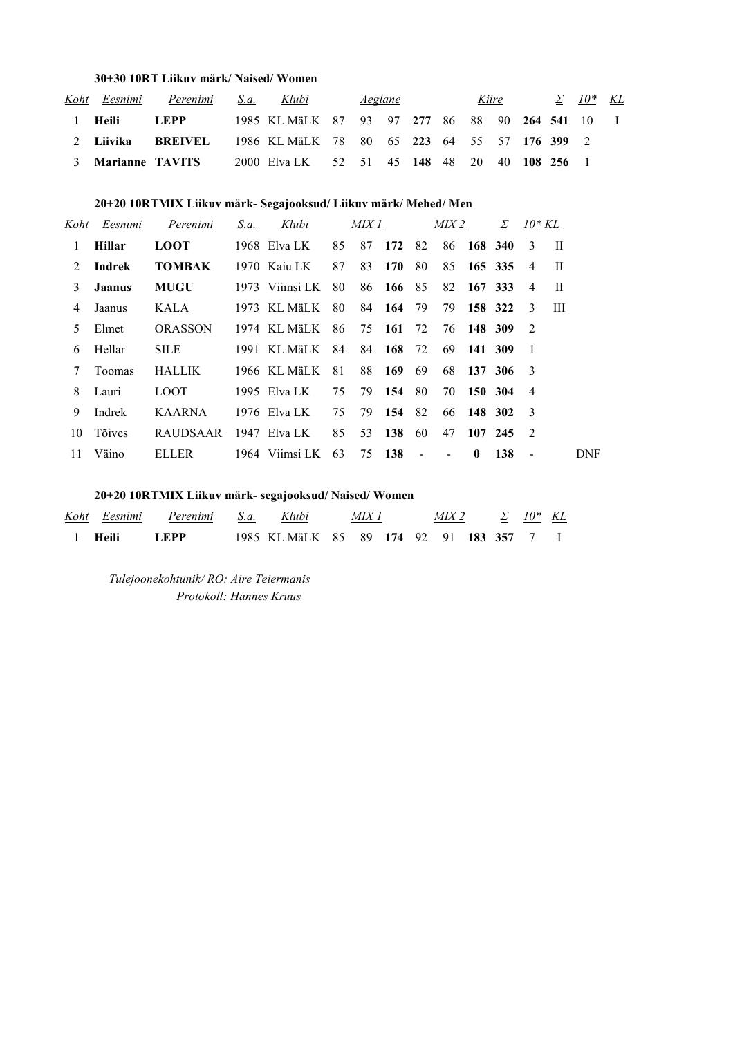**30+30 10RT Liikuv märk/ Naised/ Women**

| Koht | Eesnimi | Perenimi | S.a. | Klubi | Aeglane | | | | Kiire | | | | Σ | 10* | KL |
|---|---|---|---|---|---|---|---|---|---|---|---|---|---|---|---|
| 1 | **Heili** | **LEPP** | 1985 | KL MäLK | 87 | 93 | 97 | **277** | 86 | 88 | 90 | **264** | **541** | 10 | I |
| 2 | **Liivika** | **BREIVEL** | 1986 | KL MäLK | 78 | 80 | 65 | **223** | 64 | 55 | 57 | **176** | **399** | 2 | |
| 3 | **Marianne** | **TAVITS** | 2000 | Elva LK | 52 | 51 | 45 | **148** | 48 | 20 | 40 | **108** | **256** | 1 | |

**20+20 10RTMIX Liikuv märk- Segajooksud/ Liikuv märk/ Mehed/ Men**

| Koht | Eesnimi | Perenimi | S.a. | Klubi | MIX 1 | | | MIX 2 | | | Σ | 10* | KL | |
|---|---|---|---|---|---|---|---|---|---|---|---|---|---|---|
| 1 | **Hillar** | **LOOT** | 1968 | Elva LK | 85 | 87 | **172** | 82 | 86 | **168** | **340** | 3 | II | |
| 2 | **Indrek** | **TOMBAK** | 1970 | Kaiu LK | 87 | 83 | **170** | 80 | 85 | **165** | **335** | 4 | II | |
| 3 | **Jaanus** | **MUGU** | 1973 | Viimsi LK | 80 | 86 | **166** | 85 | 82 | **167** | **333** | 4 | II | |
| 4 | Jaanus | KALA | 1973 | KL MäLK | 80 | 84 | **164** | 79 | 79 | **158** | **322** | 3 | III | |
| 5 | Elmet | ORASSON | 1974 | KL MäLK | 86 | 75 | **161** | 72 | 76 | **148** | **309** | 2 | | |
| 6 | Hellar | SILE | 1991 | KL MäLK | 84 | 84 | **168** | 72 | 69 | **141** | **309** | 1 | | |
| 7 | Toomas | HALLIK | 1966 | KL MäLK | 81 | 88 | **169** | 69 | 68 | **137** | **306** | 3 | | |
| 8 | Lauri | LOOT | 1995 | Elva LK | 75 | 79 | **154** | 80 | 70 | **150** | **304** | 4 | | |
| 9 | Indrek | KAARNA | 1976 | Elva LK | 75 | 79 | **154** | 82 | 66 | **148** | **302** | 3 | | |
| 10 | Tõives | RAUDSAAR | 1947 | Elva LK | 85 | 53 | **138** | 60 | 47 | **107** | **245** | 2 | | |
| 11 | Väino | ELLER | 1964 | Viimsi LK | 63 | 75 | **138** | - | - | **0** | **138** | - | | DNF |

**20+20 10RTMIX Liikuv märk- segajooksud/ Naised/ Women**

| Koht | Eesnimi | Perenimi | S.a. | Klubi | MIX 1 | | | MIX 2 | | | Σ | 10* | KL |
|---|---|---|---|---|---|---|---|---|---|---|---|---|---|
| 1 | **Heili** | **LEPP** | 1985 | KL MäLK | 85 | 89 | **174** | 92 | 91 | **183** | **357** | 7 | I |

*Tulejoonekohtunik/ RO: Aire Teiermanis*

*Protokoll: Hannes Kruus*